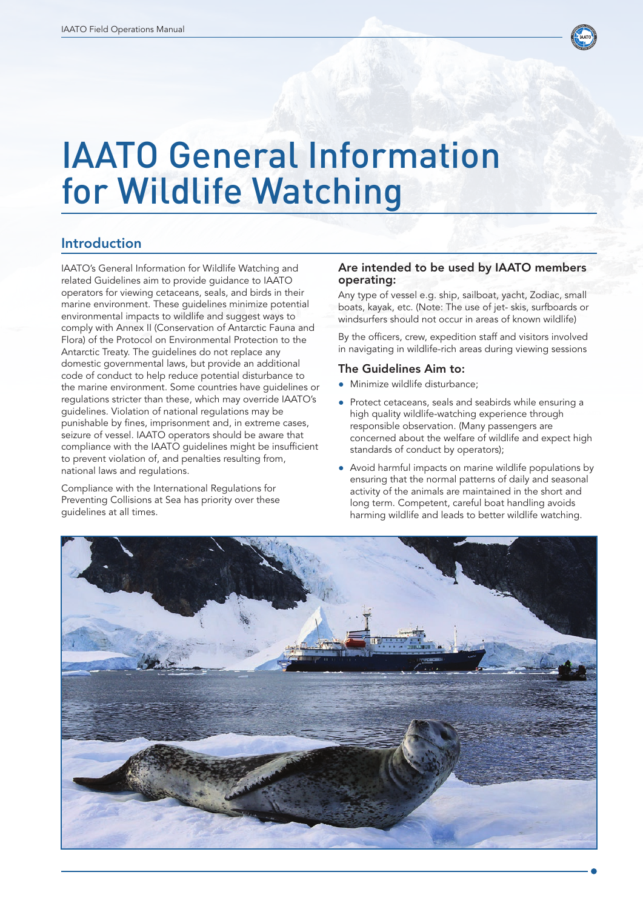# IAATO General Information for Wildlife Watching

## Introduction

IAATO's General Information for Wildlife Watching and related Guidelines aim to provide guidance to IAATO operators for viewing cetaceans, seals, and birds in their marine environment. These guidelines minimize potential environmental impacts to wildlife and suggest ways to comply with Annex II (Conservation of Antarctic Fauna and Flora) of the Protocol on Environmental Protection to the Antarctic Treaty. The guidelines do not replace any domestic governmental laws, but provide an additional code of conduct to help reduce potential disturbance to the marine environment. Some countries have guidelines or regulations stricter than these, which may override IAATO's guidelines. Violation of national regulations may be punishable by fines, imprisonment and, in extreme cases, seizure of vessel. IAATO operators should be aware that compliance with the IAATO guidelines might be insufficient to prevent violation of, and penalties resulting from, national laws and regulations.

Compliance with the International Regulations for Preventing Collisions at Sea has priority over these guidelines at all times.

### Are intended to be used by IAATO members operating:

Any type of vessel e.g. ship, sailboat, yacht, Zodiac, small boats, kayak, etc. (Note: The use of jet- skis, surfboards or windsurfers should not occur in areas of known wildlife)

By the officers, crew, expedition staff and visitors involved in navigating in wildlife-rich areas during viewing sessions

### The Guidelines Aim to:

- Minimize wildlife disturbance;
- Protect cetaceans, seals and seabirds while ensuring a high quality wildlife-watching experience through responsible observation. (Many passengers are concerned about the welfare of wildlife and expect high standards of conduct by operators);
- Avoid harmful impacts on marine wildlife populations by ensuring that the normal patterns of daily and seasonal activity of the animals are maintained in the short and long term. Competent, careful boat handling avoids harming wildlife and leads to better wildlife watching.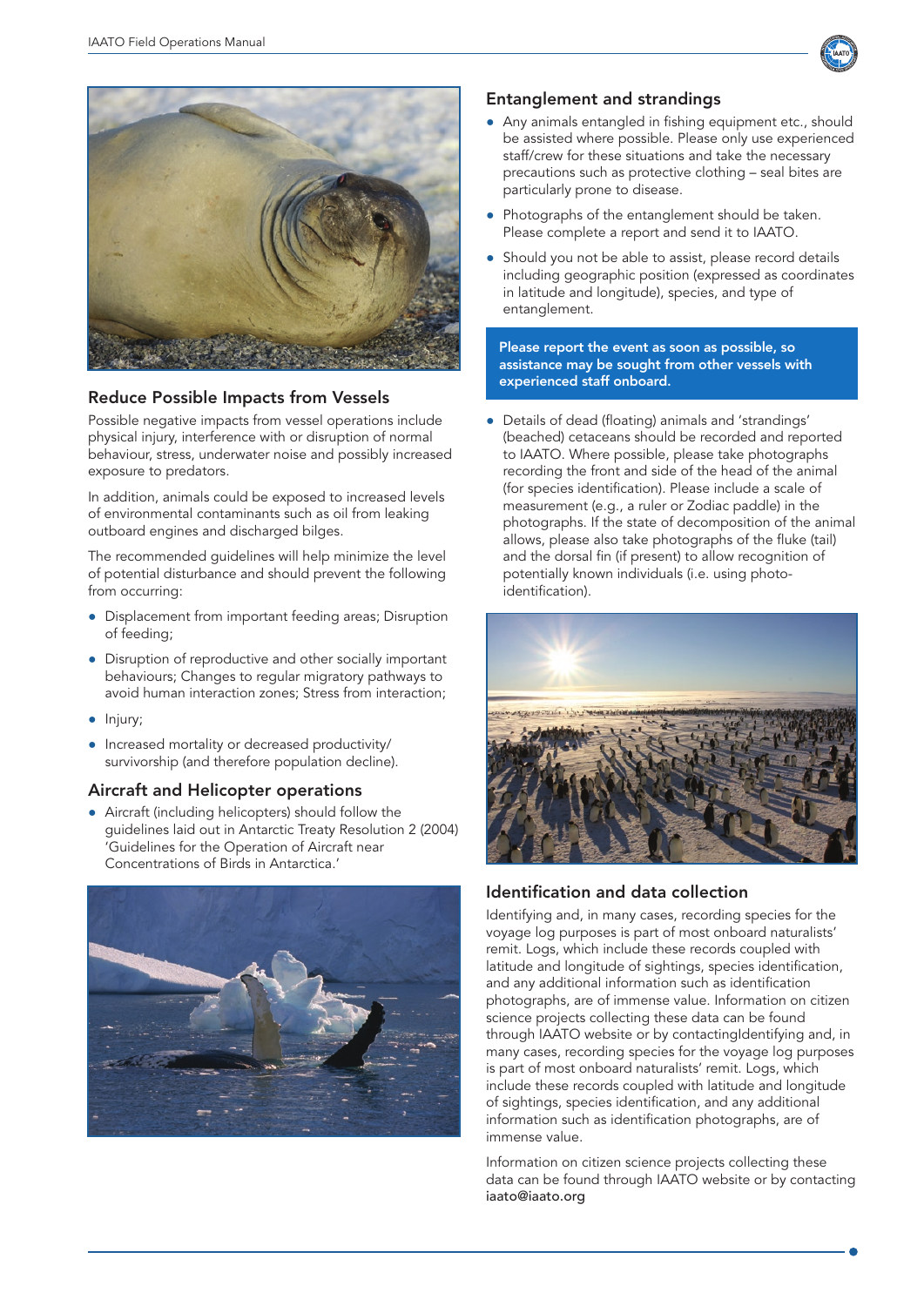## Reduce Possible Impacts from Vessels

Possible negative impacts from vessel operations include physical injury, interference with or disruption of normal behaviour, stress, underwater noise and possibly increased exposure to predators.

In addition, animals could be exposed to increased levels of environmental contaminants such as oil from leaking outboard engines and discharged bilges.

The recommended guidelines will help minimize the level of potential disturbance and should prevent the following from occurring:

- Displacement from important feeding areas; Disruption of feeding;
- Disruption of reproductive and other socially important behaviours; Changes to regular migratory pathways to avoid human interaction zones; Stress from interaction;
- Injury;
- Increased mortality or decreased productivity/ survivorship (and therefore population decline).

## Aircraft and Helicopter operations

- Aircraft (including helicopters) should follow the guidelines laid out in Antarctic Treaty Resolution 2 (2004) 'Guidelines for the Operation of Aircraft near Concentrations of Birds in Antarctica.'

## Entanglement and strandings

- Any animals entangled in fishing equipment etc., should be assisted where possible. Please only use experienced staff/crew for these situations and take the necessary precautions such as protective clothing – seal bites are particularly prone to disease.
- Photographs of the entanglement should be taken. Please complete a report and send it to IAATO.
- Should you not be able to assist, please record details including geographic position (expressed as coordinates in latitude and longitude), species, and type of entanglement.

**Please report the event as soon as possible, so assistance may be sought from other vessels with experienced staff onboard.**

- Details of dead (floating) animals and 'strandings' (beached) cetaceans should be recorded and reported to IAATO. Where possible, please take photographs recording the front and side of the head of the animal (for species identification). Please include a scale of measurement (e.g., a ruler or Zodiac paddle) in the photographs. If the state of decomposition of the animal allows, please also take photographs of the fluke (tail) and the dorsal fin (if present) to allow recognition of potentially known individuals (i.e. using photo-identification).

## Identification and data collection

Identifying and, in many cases, recording species for the voyage log purposes is part of most onboard naturalists' remit. Logs, which include these records coupled with latitude and longitude of sightings, species identification, and any additional information such as identification photographs, are of immense value. Information on citizen science projects collecting these data can be found through IAATO website or by contactingIdentifying and, in many cases, recording species for the voyage log purposes is part of most onboard naturalists' remit. Logs, which include these records coupled with latitude and longitude of sightings, species identification, and any additional information such as identification photographs, are of immense value.

Information on citizen science projects collecting these data can be found through IAATO website or by contacting iaato@iaato.org